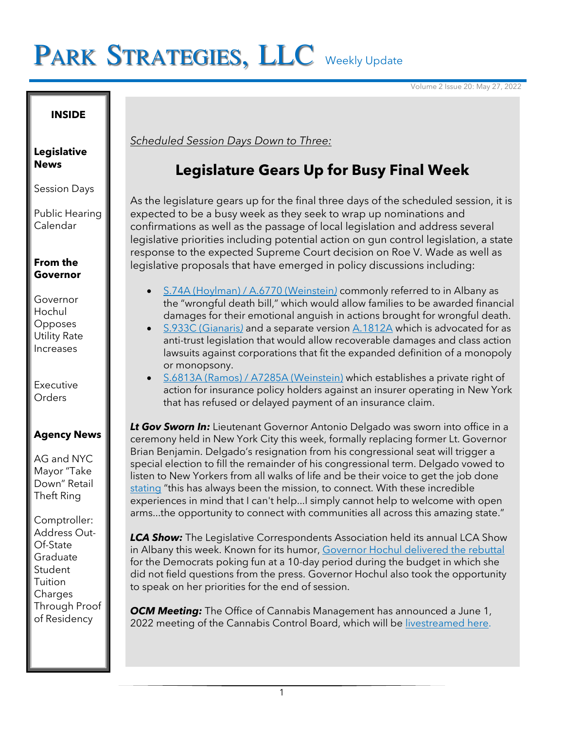# PARK STRATEGIES, LLC Weekly Update

Volume 2 Issue 20: May 27, 2022

**INSIDE**

**Legislative News**

Session Days

Public Hearing Calendar

**From the Governor**

Governor Hochul Opposes Utility Rate Increases

Executive Orders

**Agency News**

AG and NYC Mayor "Take Down" Retail Theft Ring

Comptroller: Address Out-Of-State Graduate Student Tuition Charges Through Proof of Residency

*Scheduled Session Days Down to Three:*

## Legislature Gears Up for Busy Final Week

As the legislature gears up for the final three days of the scheduled session, it is expected to be a busy week as they seek to wrap up nominations and confirmations as well as the passage of local legislation and address several legislative priorities including potential action on gun control legislation, a state response to the expected Supreme Court decision on Roe V. Wade as well as legislative proposals that have emerged in policy discussions including:

- S.74A (Hoylman) / A.6770 (Weinstein) commonly referred to in Albany as the "wrongful death bill," which would allow families to be awarded financial damages for their emotional anguish in actions brought for wrongful death.
- S.933C (Gianaris) and a separate version A.1812A which is advocated for as anti-trust legislation that would allow recoverable damages and class action lawsuits against corporations that fit the expanded definition of a monopoly or monopsony.
- S.6813A (Ramos) / A7285A (Weinstein) which establishes a private right of action for insurance policy holders against an insurer operating in New York that has refused or delayed payment of an insurance claim.

***Lt Gov Sworn In:*** Lieutenant Governor Antonio Delgado was sworn into office in a ceremony held in New York City this week, formally replacing former Lt. Governor Brian Benjamin. Delgado's resignation from his congressional seat will trigger a special election to fill the remainder of his congressional term. Delgado vowed to listen to New Yorkers from all walks of life and be their voice to get the job done stating "this has always been the mission, to connect. With these incredible experiences in mind that I can't help...I simply cannot help to welcome with open arms...the opportunity to connect with communities all across this amazing state."

***LCA Show:*** The Legislative Correspondents Association held its annual LCA Show in Albany this week. Known for its humor, Governor Hochul delivered the rebuttal for the Democrats poking fun at a 10-day period during the budget in which she did not field questions from the press. Governor Hochul also took the opportunity to speak on her priorities for the end of session.

***OCM Meeting:*** The Office of Cannabis Management has announced a June 1, 2022 meeting of the Cannabis Control Board, which will be livestreamed here.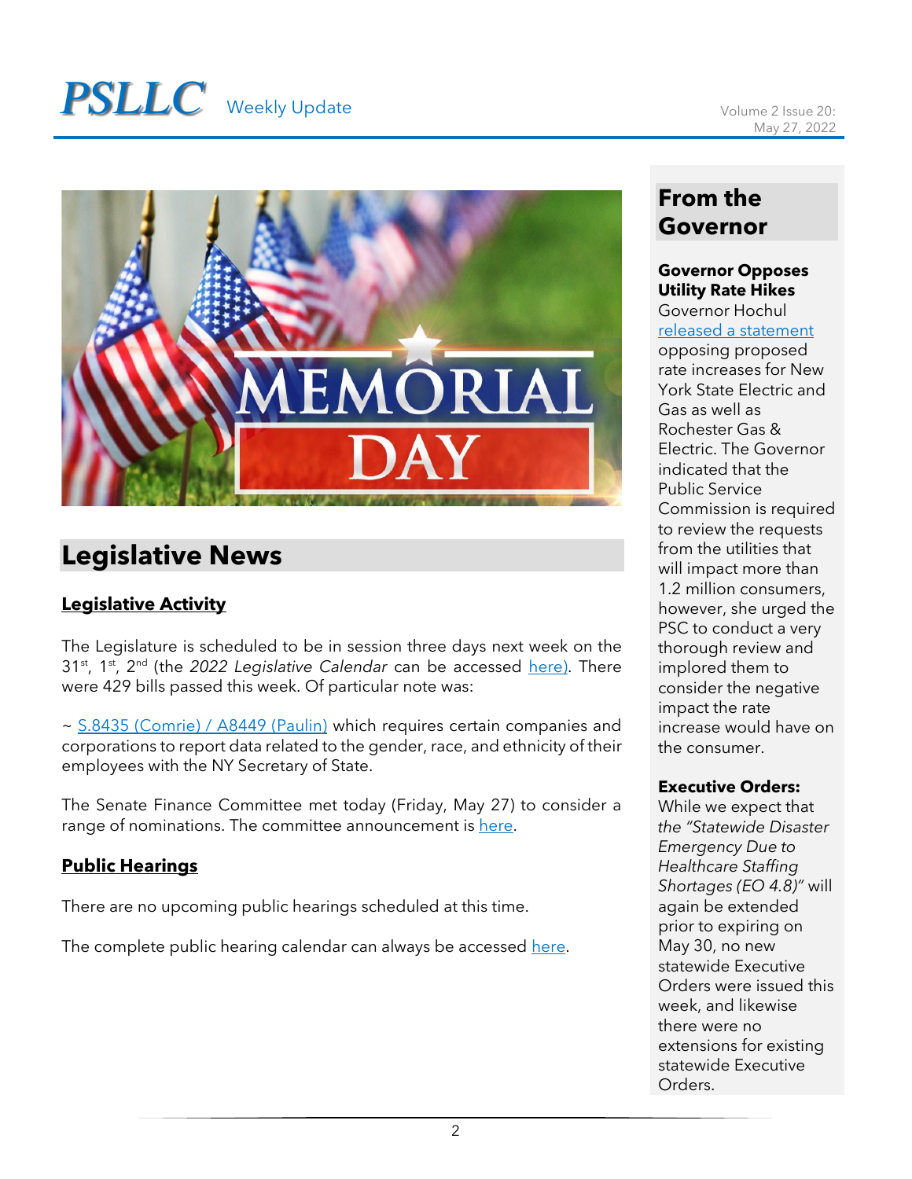# Legislative News

## Legislative Activity

The Legislature is scheduled to be in session three days next week on the 31st, 1st, 2nd (the *2022 Legislative Calendar* can be accessed here). There were 429 bills passed this week. Of particular note was:

~ S.8435 (Comrie) / A8449 (Paulin) which requires certain companies and corporations to report data related to the gender, race, and ethnicity of their employees with the NY Secretary of State.

The Senate Finance Committee met today (Friday, May 27) to consider a range of nominations. The committee announcement is here.

## Public Hearings

There are no upcoming public hearings scheduled at this time.

The complete public hearing calendar can always be accessed here.

# From the Governor

**Governor Opposes Utility Rate Hikes**
Governor Hochul released a statement opposing proposed rate increases for New York State Electric and Gas as well as Rochester Gas & Electric. The Governor indicated that the Public Service Commission is required to review the requests from the utilities that will impact more than 1.2 million consumers, however, she urged the PSC to conduct a very thorough review and implored them to consider the negative impact the rate increase would have on the consumer.

**Executive Orders:**
While we expect that the *"Statewide Disaster Emergency Due to Healthcare Staffing Shortages (EO 4.8)"* will again be extended prior to expiring on May 30, no new statewide Executive Orders were issued this week, and likewise there were no extensions for existing statewide Executive Orders.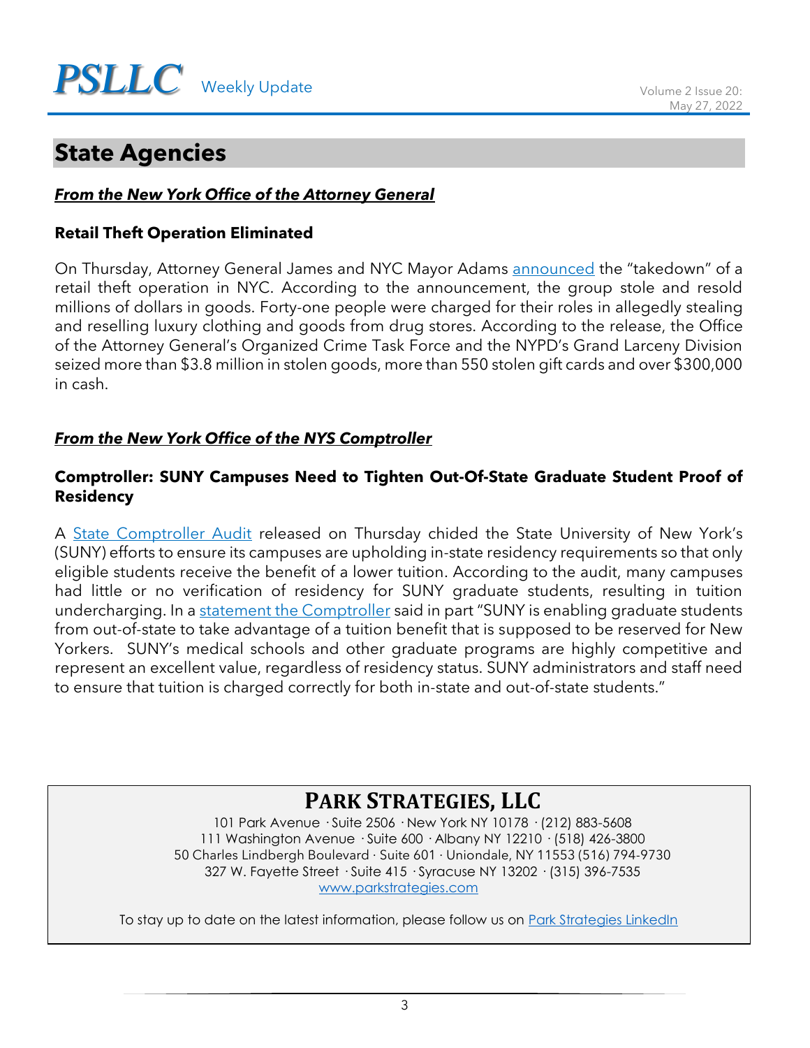# State Agencies

***From the New York Office of the Attorney General***

**Retail Theft Operation Eliminated**

On Thursday, Attorney General James and NYC Mayor Adams announced the "takedown" of a retail theft operation in NYC. According to the announcement, the group stole and resold millions of dollars in goods. Forty-one people were charged for their roles in allegedly stealing and reselling luxury clothing and goods from drug stores. According to the release, the Office of the Attorney General's Organized Crime Task Force and the NYPD's Grand Larceny Division seized more than $3.8 million in stolen goods, more than 550 stolen gift cards and over $300,000 in cash.

***From the New York Office of the NYS Comptroller***

**Comptroller: SUNY Campuses Need to Tighten Out-Of-State Graduate Student Proof of Residency**

A State Comptroller Audit released on Thursday chided the State University of New York's (SUNY) efforts to ensure its campuses are upholding in-state residency requirements so that only eligible students receive the benefit of a lower tuition. According to the audit, many campuses had little or no verification of residency for SUNY graduate students, resulting in tuition undercharging. In a statement the Comptroller said in part "SUNY is enabling graduate students from out-of-state to take advantage of a tuition benefit that is supposed to be reserved for New Yorkers. SUNY's medical schools and other graduate programs are highly competitive and represent an excellent value, regardless of residency status. SUNY administrators and staff need to ensure that tuition is charged correctly for both in-state and out-of-state students."

**PARK STRATEGIES, LLC**

101 Park Avenue · Suite 2506 · New York NY 10178 · (212) 883-5608
111 Washington Avenue · Suite 600 · Albany NY 12210 · (518) 426-3800
50 Charles Lindbergh Boulevard · Suite 601 · Uniondale, NY 11553 (516) 794-9730
327 W. Fayette Street · Suite 415 · Syracuse NY 13202 · (315) 396-7535
www.parkstrategies.com

To stay up to date on the latest information, please follow us on Park Strategies LinkedIn